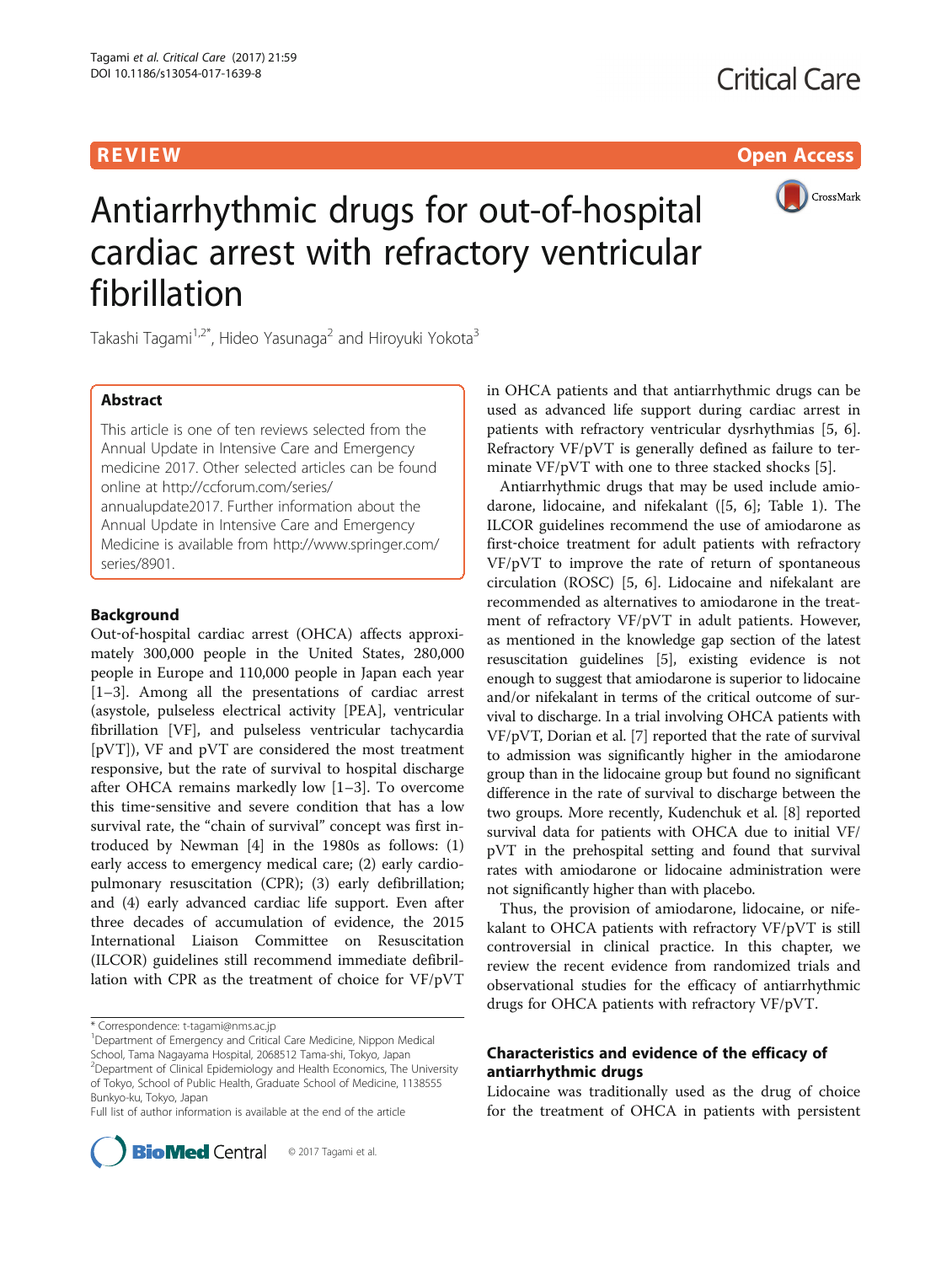REVIEW

Open Access

# Antiarrhythmic drugs for out-of-hospital cardiac arrest with refractory ventricular fibrillation

Takashi Tagami[1,2*], Hideo Yasunaga[2] and Hiroyuki Yokota[3]

## Abstract

This article is one of ten reviews selected from the Annual Update in Intensive Care and Emergency medicine 2017. Other selected articles can be found online at http://ccforum.com/series/annualupdate2017. Further information about the Annual Update in Intensive Care and Emergency Medicine is available from http://www.springer.com/series/8901.

## Background

Out-of-hospital cardiac arrest (OHCA) affects approximately 300,000 people in the United States, 280,000 people in Europe and 110,000 people in Japan each year [1–3]. Among all the presentations of cardiac arrest (asystole, pulseless electrical activity [PEA], ventricular fibrillation [VF], and pulseless ventricular tachycardia [pVT]), VF and pVT are considered the most treatment responsive, but the rate of survival to hospital discharge after OHCA remains markedly low [1–3]. To overcome this time-sensitive and severe condition that has a low survival rate, the "chain of survival" concept was first introduced by Newman [4] in the 1980s as follows: (1) early access to emergency medical care; (2) early cardiopulmonary resuscitation (CPR); (3) early defibrillation; and (4) early advanced cardiac life support. Even after three decades of accumulation of evidence, the 2015 International Liaison Committee on Resuscitation (ILCOR) guidelines still recommend immediate defibrillation with CPR as the treatment of choice for VF/pVT in OHCA patients and that antiarrhythmic drugs can be used as advanced life support during cardiac arrest in patients with refractory ventricular dysrhythmias [5, 6]. Refractory VF/pVT is generally defined as failure to terminate VF/pVT with one to three stacked shocks [5].

Antiarrhythmic drugs that may be used include amiodarone, lidocaine, and nifekalant ([5, 6]; Table 1). The ILCOR guidelines recommend the use of amiodarone as first-choice treatment for adult patients with refractory VF/pVT to improve the rate of return of spontaneous circulation (ROSC) [5, 6]. Lidocaine and nifekalant are recommended as alternatives to amiodarone in the treatment of refractory VF/pVT in adult patients. However, as mentioned in the knowledge gap section of the latest resuscitation guidelines [5], existing evidence is not enough to suggest that amiodarone is superior to lidocaine and/or nifekalant in terms of the critical outcome of survival to discharge. In a trial involving OHCA patients with VF/pVT, Dorian et al. [7] reported that the rate of survival to admission was significantly higher in the amiodarone group than in the lidocaine group but found no significant difference in the rate of survival to discharge between the two groups. More recently, Kudenchuk et al. [8] reported survival data for patients with OHCA due to initial VF/pVT in the prehospital setting and found that survival rates with amiodarone or lidocaine administration were not significantly higher than with placebo.

Thus, the provision of amiodarone, lidocaine, or nifekalant to OHCA patients with refractory VF/pVT is still controversial in clinical practice. In this chapter, we review the recent evidence from randomized trials and observational studies for the efficacy of antiarrhythmic drugs for OHCA patients with refractory VF/pVT.

## Characteristics and evidence of the efficacy of antiarrhythmic drugs

Lidocaine was traditionally used as the drug of choice for the treatment of OHCA in patients with persistent

\* Correspondence: t-tagami@nms.ac.jp
[1]Department of Emergency and Critical Care Medicine, Nippon Medical School, Tama Nagayama Hospital, 2068512 Tama-shi, Tokyo, Japan
[2]Department of Clinical Epidemiology and Health Economics, The University of Tokyo, School of Public Health, Graduate School of Medicine, 1138555 Bunkyo-ku, Tokyo, Japan
Full list of author information is available at the end of the article

© 2017 Tagami et al.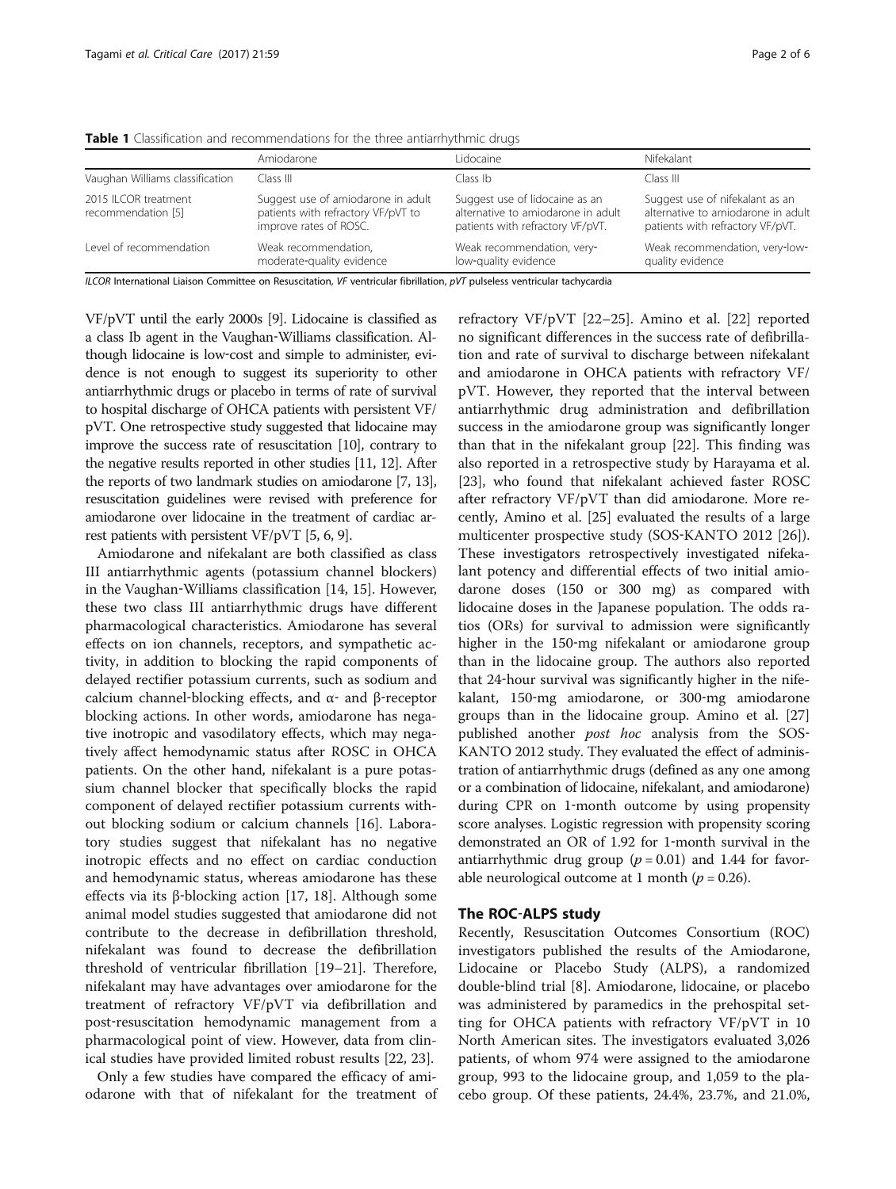**Table 1** Classification and recommendations for the three antiarrhythmic drugs

| | Amiodarone | Lidocaine | Nifekalant |
|---|---|---|---|
| Vaughan Williams classification | Class III | Class Ib | Class III |
| 2015 ILCOR treatment recommendation [5] | Suggest use of amiodarone in adult patients with refractory VF/pVT to improve rates of ROSC. | Suggest use of lidocaine as an alternative to amiodarone in adult patients with refractory VF/pVT. | Suggest use of nifekalant as an alternative to amiodarone in adult patients with refractory VF/pVT. |
| Level of recommendation | Weak recommendation, moderate-quality evidence | Weak recommendation, very-low-quality evidence | Weak recommendation, very-low-quality evidence |

*ILCOR* International Liaison Committee on Resuscitation, *VF* ventricular fibrillation, *pVT* pulseless ventricular tachycardia

VF/pVT until the early 2000s [9]. Lidocaine is classified as a class Ib agent in the Vaughan-Williams classification. Although lidocaine is low-cost and simple to administer, evidence is not enough to suggest its superiority to other antiarrhythmic drugs or placebo in terms of rate of survival to hospital discharge of OHCA patients with persistent VF/pVT. One retrospective study suggested that lidocaine may improve the success rate of resuscitation [10], contrary to the negative results reported in other studies [11, 12]. After the reports of two landmark studies on amiodarone [7, 13], resuscitation guidelines were revised with preference for amiodarone over lidocaine in the treatment of cardiac arrest patients with persistent VF/pVT [5, 6, 9].

Amiodarone and nifekalant are both classified as class III antiarrhythmic agents (potassium channel blockers) in the Vaughan-Williams classification [14, 15]. However, these two class III antiarrhythmic drugs have different pharmacological characteristics. Amiodarone has several effects on ion channels, receptors, and sympathetic activity, in addition to blocking the rapid components of delayed rectifier potassium currents, such as sodium and calcium channel-blocking effects, and α- and β-receptor blocking actions. In other words, amiodarone has negative inotropic and vasodilatory effects, which may negatively affect hemodynamic status after ROSC in OHCA patients. On the other hand, nifekalant is a pure potassium channel blocker that specifically blocks the rapid component of delayed rectifier potassium currents without blocking sodium or calcium channels [16]. Laboratory studies suggest that nifekalant has no negative inotropic effects and no effect on cardiac conduction and hemodynamic status, whereas amiodarone has these effects via its β-blocking action [17, 18]. Although some animal model studies suggested that amiodarone did not contribute to the decrease in defibrillation threshold, nifekalant was found to decrease the defibrillation threshold of ventricular fibrillation [19–21]. Therefore, nifekalant may have advantages over amiodarone for the treatment of refractory VF/pVT via defibrillation and post-resuscitation hemodynamic management from a pharmacological point of view. However, data from clinical studies have provided limited robust results [22, 23].

Only a few studies have compared the efficacy of amiodarone with that of nifekalant for the treatment of refractory VF/pVT [22–25]. Amino et al. [22] reported no significant differences in the success rate of defibrillation and rate of survival to discharge between nifekalant and amiodarone in OHCA patients with refractory VF/pVT. However, they reported that the interval between antiarrhythmic drug administration and defibrillation success in the amiodarone group was significantly longer than that in the nifekalant group [22]. This finding was also reported in a retrospective study by Harayama et al. [23], who found that nifekalant achieved faster ROSC after refractory VF/pVT than did amiodarone. More recently, Amino et al. [25] evaluated the results of a large multicenter prospective study (SOS-KANTO 2012 [26]). These investigators retrospectively investigated nifekalant potency and differential effects of two initial amiodarone doses (150 or 300 mg) as compared with lidocaine doses in the Japanese population. The odds ratios (ORs) for survival to admission were significantly higher in the 150-mg nifekalant or amiodarone group than in the lidocaine group. The authors also reported that 24-hour survival was significantly higher in the nifekalant, 150-mg amiodarone, or 300-mg amiodarone groups than in the lidocaine group. Amino et al. [27] published another *post hoc* analysis from the SOS-KANTO 2012 study. They evaluated the effect of administration of antiarrhythmic drugs (defined as any one among or a combination of lidocaine, nifekalant, and amiodarone) during CPR on 1-month outcome by using propensity score analyses. Logistic regression with propensity scoring demonstrated an OR of 1.92 for 1-month survival in the antiarrhythmic drug group ($p = 0.01$) and 1.44 for favorable neurological outcome at 1 month ($p = 0.26$).

## The ROC-ALPS study

Recently, Resuscitation Outcomes Consortium (ROC) investigators published the results of the Amiodarone, Lidocaine or Placebo Study (ALPS), a randomized double-blind trial [8]. Amiodarone, lidocaine, or placebo was administered by paramedics in the prehospital setting for OHCA patients with refractory VF/pVT in 10 North American sites. The investigators evaluated 3,026 patients, of whom 974 were assigned to the amiodarone group, 993 to the lidocaine group, and 1,059 to the placebo group. Of these patients, 24.4%, 23.7%, and 21.0%,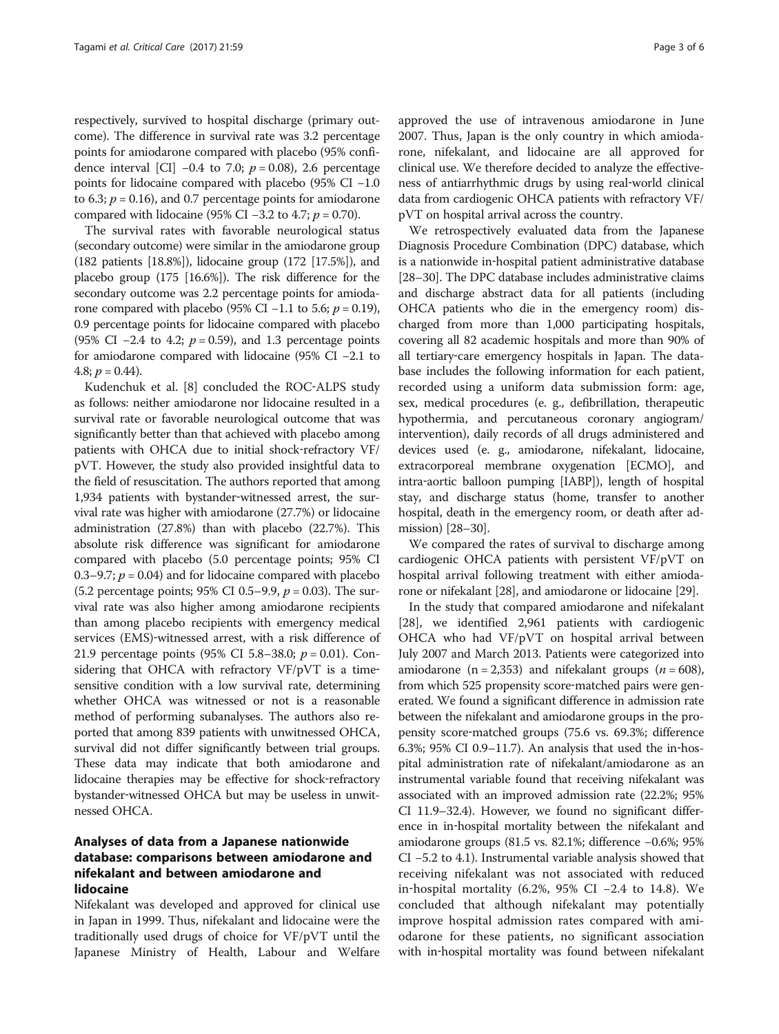respectively, survived to hospital discharge (primary outcome). The difference in survival rate was 3.2 percentage points for amiodarone compared with placebo (95% confidence interval [CI] −0.4 to 7.0; $p = 0.08$), 2.6 percentage points for lidocaine compared with placebo (95% CI −1.0 to 6.3; $p = 0.16$), and 0.7 percentage points for amiodarone compared with lidocaine (95% CI −3.2 to 4.7; $p = 0.70$).

The survival rates with favorable neurological status (secondary outcome) were similar in the amiodarone group (182 patients [18.8%]), lidocaine group (172 [17.5%]), and placebo group (175 [16.6%]). The risk difference for the secondary outcome was 2.2 percentage points for amiodarone compared with placebo (95% CI −1.1 to 5.6; $p = 0.19$), 0.9 percentage points for lidocaine compared with placebo (95% CI −2.4 to 4.2; $p = 0.59$), and 1.3 percentage points for amiodarone compared with lidocaine (95% CI −2.1 to 4.8; $p = 0.44$).

Kudenchuk et al. [8] concluded the ROC-ALPS study as follows: neither amiodarone nor lidocaine resulted in a survival rate or favorable neurological outcome that was significantly better than that achieved with placebo among patients with OHCA due to initial shock-refractory VF/pVT. However, the study also provided insightful data to the field of resuscitation. The authors reported that among 1,934 patients with bystander-witnessed arrest, the survival rate was higher with amiodarone (27.7%) or lidocaine administration (27.8%) than with placebo (22.7%). This absolute risk difference was significant for amiodarone compared with placebo (5.0 percentage points; 95% CI 0.3–9.7; $p = 0.04$) and for lidocaine compared with placebo (5.2 percentage points; 95% CI 0.5–9.9, $p = 0.03$). The survival rate was also higher among amiodarone recipients than among placebo recipients with emergency medical services (EMS)-witnessed arrest, with a risk difference of 21.9 percentage points (95% CI 5.8–38.0; $p = 0.01$). Considering that OHCA with refractory VF/pVT is a time-sensitive condition with a low survival rate, determining whether OHCA was witnessed or not is a reasonable method of performing subanalyses. The authors also reported that among 839 patients with unwitnessed OHCA, survival did not differ significantly between trial groups. These data may indicate that both amiodarone and lidocaine therapies may be effective for shock-refractory bystander-witnessed OHCA but may be useless in unwitnessed OHCA.

## Analyses of data from a Japanese nationwide database: comparisons between amiodarone and nifekalant and between amiodarone and lidocaine

Nifekalant was developed and approved for clinical use in Japan in 1999. Thus, nifekalant and lidocaine were the traditionally used drugs of choice for VF/pVT until the Japanese Ministry of Health, Labour and Welfare approved the use of intravenous amiodarone in June 2007. Thus, Japan is the only country in which amiodarone, nifekalant, and lidocaine are all approved for clinical use. We therefore decided to analyze the effectiveness of antiarrhythmic drugs by using real-world clinical data from cardiogenic OHCA patients with refractory VF/pVT on hospital arrival across the country.

We retrospectively evaluated data from the Japanese Diagnosis Procedure Combination (DPC) database, which is a nationwide in-hospital patient administrative database [28–30]. The DPC database includes administrative claims and discharge abstract data for all patients (including OHCA patients who die in the emergency room) discharged from more than 1,000 participating hospitals, covering all 82 academic hospitals and more than 90% of all tertiary-care emergency hospitals in Japan. The database includes the following information for each patient, recorded using a uniform data submission form: age, sex, medical procedures (e. g., defibrillation, therapeutic hypothermia, and percutaneous coronary angiogram/intervention), daily records of all drugs administered and devices used (e. g., amiodarone, nifekalant, lidocaine, extracorporeal membrane oxygenation [ECMO], and intra-aortic balloon pumping [IABP]), length of hospital stay, and discharge status (home, transfer to another hospital, death in the emergency room, or death after admission) [28–30].

We compared the rates of survival to discharge among cardiogenic OHCA patients with persistent VF/pVT on hospital arrival following treatment with either amiodarone or nifekalant [28], and amiodarone or lidocaine [29].

In the study that compared amiodarone and nifekalant [28], we identified 2,961 patients with cardiogenic OHCA who had VF/pVT on hospital arrival between July 2007 and March 2013. Patients were categorized into amiodarone ($n = 2,353$) and nifekalant groups ($n = 608$), from which 525 propensity score-matched pairs were generated. We found a significant difference in admission rate between the nifekalant and amiodarone groups in the propensity score-matched groups (75.6 vs. 69.3%; difference 6.3%; 95% CI 0.9–11.7). An analysis that used the in-hospital administration rate of nifekalant/amiodarone as an instrumental variable found that receiving nifekalant was associated with an improved admission rate (22.2%; 95% CI 11.9–32.4). However, we found no significant difference in in-hospital mortality between the nifekalant and amiodarone groups (81.5 vs. 82.1%; difference −0.6%; 95% CI −5.2 to 4.1). Instrumental variable analysis showed that receiving nifekalant was not associated with reduced in-hospital mortality (6.2%, 95% CI −2.4 to 14.8). We concluded that although nifekalant may potentially improve hospital admission rates compared with amiodarone for these patients, no significant association with in-hospital mortality was found between nifekalant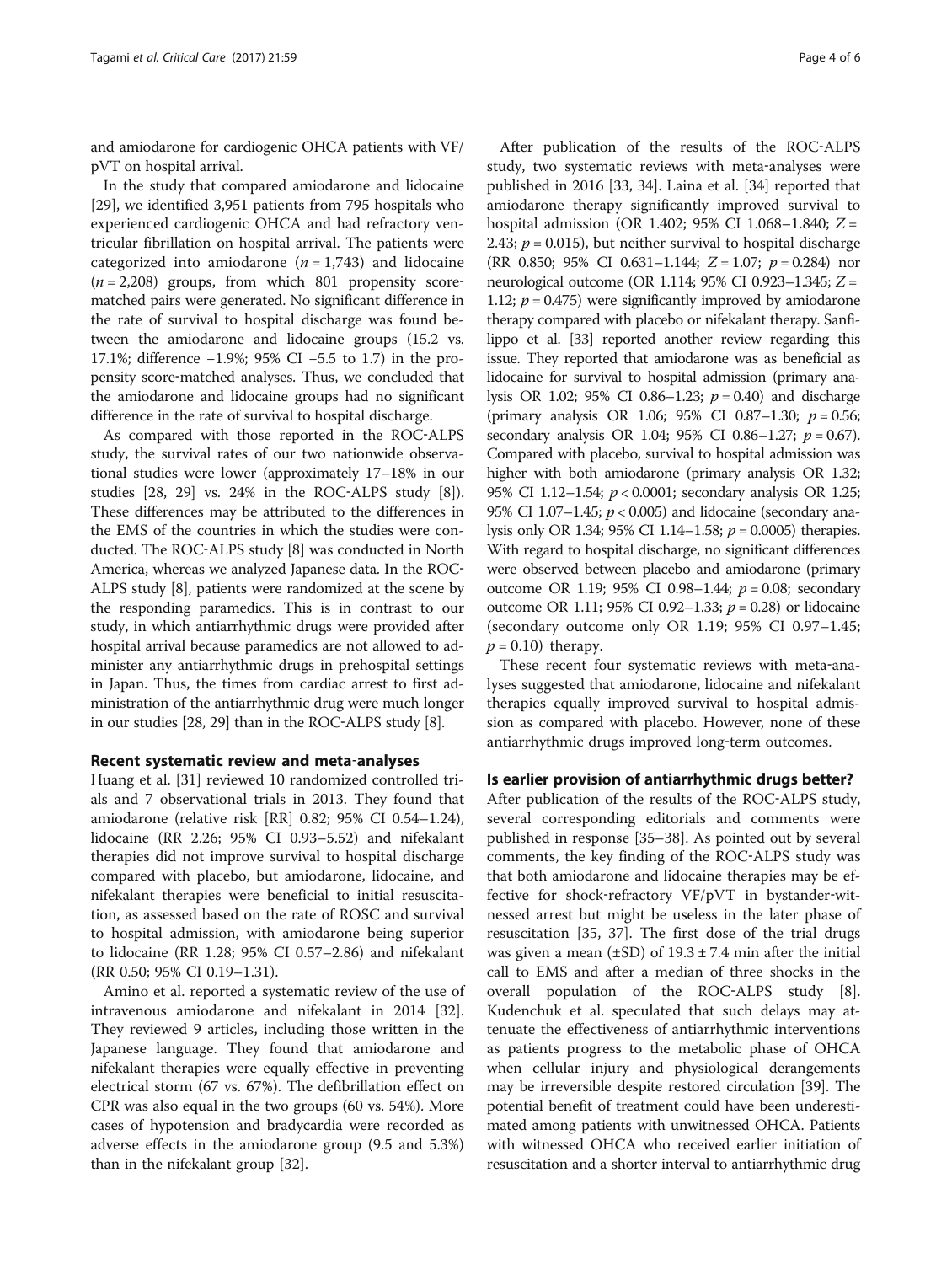and amiodarone for cardiogenic OHCA patients with VF/pVT on hospital arrival.

In the study that compared amiodarone and lidocaine [29], we identified 3,951 patients from 795 hospitals who experienced cardiogenic OHCA and had refractory ventricular fibrillation on hospital arrival. The patients were categorized into amiodarone ($n = 1,743$) and lidocaine ($n = 2,208$) groups, from which 801 propensity score-matched pairs were generated. No significant difference in the rate of survival to hospital discharge was found between the amiodarone and lidocaine groups (15.2 vs. 17.1%; difference −1.9%; 95% CI −5.5 to 1.7) in the propensity score-matched analyses. Thus, we concluded that the amiodarone and lidocaine groups had no significant difference in the rate of survival to hospital discharge.

As compared with those reported in the ROC-ALPS study, the survival rates of our two nationwide observational studies were lower (approximately 17–18% in our studies [28, 29] vs. 24% in the ROC-ALPS study [8]). These differences may be attributed to the differences in the EMS of the countries in which the studies were conducted. The ROC-ALPS study [8] was conducted in North America, whereas we analyzed Japanese data. In the ROC-ALPS study [8], patients were randomized at the scene by the responding paramedics. This is in contrast to our study, in which antiarrhythmic drugs were provided after hospital arrival because paramedics are not allowed to administer any antiarrhythmic drugs in prehospital settings in Japan. Thus, the times from cardiac arrest to first administration of the antiarrhythmic drug were much longer in our studies [28, 29] than in the ROC-ALPS study [8].

## Recent systematic review and meta-analyses

Huang et al. [31] reviewed 10 randomized controlled trials and 7 observational trials in 2013. They found that amiodarone (relative risk [RR] 0.82; 95% CI 0.54–1.24), lidocaine (RR 2.26; 95% CI 0.93–5.52) and nifekalant therapies did not improve survival to hospital discharge compared with placebo, but amiodarone, lidocaine, and nifekalant therapies were beneficial to initial resuscitation, as assessed based on the rate of ROSC and survival to hospital admission, with amiodarone being superior to lidocaine (RR 1.28; 95% CI 0.57–2.86) and nifekalant (RR 0.50; 95% CI 0.19–1.31).

Amino et al. reported a systematic review of the use of intravenous amiodarone and nifekalant in 2014 [32]. They reviewed 9 articles, including those written in the Japanese language. They found that amiodarone and nifekalant therapies were equally effective in preventing electrical storm (67 vs. 67%). The defibrillation effect on CPR was also equal in the two groups (60 vs. 54%). More cases of hypotension and bradycardia were recorded as adverse effects in the amiodarone group (9.5 and 5.3%) than in the nifekalant group [32].

After publication of the results of the ROC-ALPS study, two systematic reviews with meta-analyses were published in 2016 [33, 34]. Laina et al. [34] reported that amiodarone therapy significantly improved survival to hospital admission (OR 1.402; 95% CI 1.068–1.840; $Z = 2.43$; $p = 0.015$), but neither survival to hospital discharge (RR 0.850; 95% CI 0.631–1.144; $Z = 1.07$; $p = 0.284$) nor neurological outcome (OR 1.114; 95% CI 0.923–1.345; $Z = 1.12$; $p = 0.475$) were significantly improved by amiodarone therapy compared with placebo or nifekalant therapy. Sanfilippo et al. [33] reported another review regarding this issue. They reported that amiodarone was as beneficial as lidocaine for survival to hospital admission (primary analysis OR 1.02; 95% CI 0.86–1.23; $p = 0.40$) and discharge (primary analysis OR 1.06; 95% CI 0.87–1.30; $p = 0.56$; secondary analysis OR 1.04; 95% CI 0.86–1.27; $p = 0.67$). Compared with placebo, survival to hospital admission was higher with both amiodarone (primary analysis OR 1.32; 95% CI 1.12–1.54; $p < 0.0001$; secondary analysis OR 1.25; 95% CI 1.07–1.45; $p < 0.005$) and lidocaine (secondary analysis only OR 1.34; 95% CI 1.14–1.58; $p = 0.0005$) therapies. With regard to hospital discharge, no significant differences were observed between placebo and amiodarone (primary outcome OR 1.19; 95% CI 0.98–1.44; $p = 0.08$; secondary outcome OR 1.11; 95% CI 0.92–1.33; $p = 0.28$) or lidocaine (secondary outcome only OR 1.19; 95% CI 0.97–1.45; $p = 0.10$) therapy.

These recent four systematic reviews with meta-analyses suggested that amiodarone, lidocaine and nifekalant therapies equally improved survival to hospital admission as compared with placebo. However, none of these antiarrhythmic drugs improved long-term outcomes.

## Is earlier provision of antiarrhythmic drugs better?

After publication of the results of the ROC-ALPS study, several corresponding editorials and comments were published in response [35–38]. As pointed out by several comments, the key finding of the ROC-ALPS study was that both amiodarone and lidocaine therapies may be effective for shock-refractory VF/pVT in bystander-witnessed arrest but might be useless in the later phase of resuscitation [35, 37]. The first dose of the trial drugs was given a mean (±SD) of 19.3 ± 7.4 min after the initial call to EMS and after a median of three shocks in the overall population of the ROC-ALPS study [8]. Kudenchuk et al. speculated that such delays may attenuate the effectiveness of antiarrhythmic interventions as patients progress to the metabolic phase of OHCA when cellular injury and physiological derangements may be irreversible despite restored circulation [39]. The potential benefit of treatment could have been underestimated among patients with unwitnessed OHCA. Patients with witnessed OHCA who received earlier initiation of resuscitation and a shorter interval to antiarrhythmic drug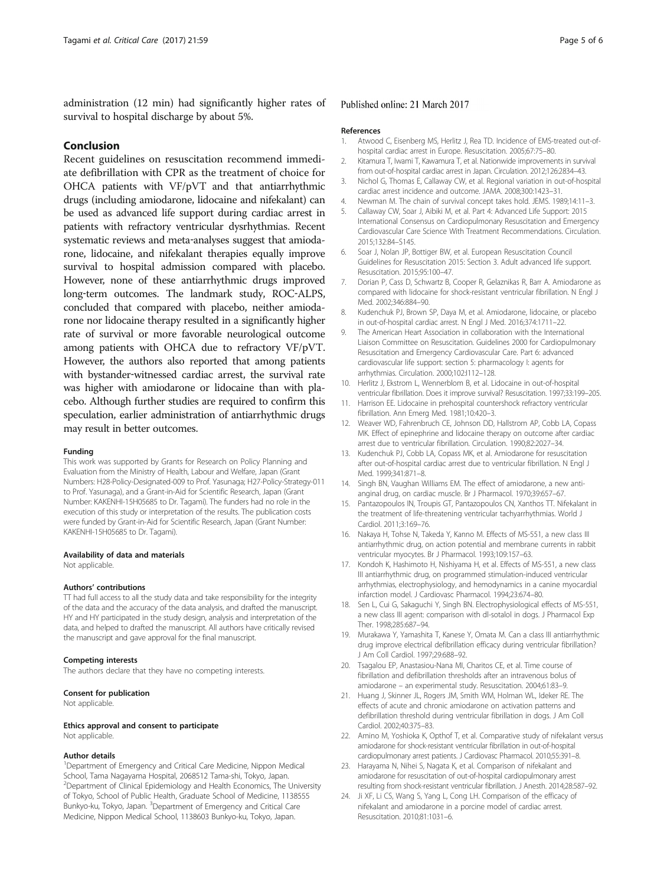administration (12 min) had significantly higher rates of survival to hospital discharge by about 5%.

## Conclusion

Recent guidelines on resuscitation recommend immediate defibrillation with CPR as the treatment of choice for OHCA patients with VF/pVT and that antiarrhythmic drugs (including amiodarone, lidocaine and nifekalant) can be used as advanced life support during cardiac arrest in patients with refractory ventricular dysrhythmias. Recent systematic reviews and meta-analyses suggest that amiodarone, lidocaine, and nifekalant therapies equally improve survival to hospital admission compared with placebo. However, none of these antiarrhythmic drugs improved long-term outcomes. The landmark study, ROC-ALPS, concluded that compared with placebo, neither amiodarone nor lidocaine therapy resulted in a significantly higher rate of survival or more favorable neurological outcome among patients with OHCA due to refractory VF/pVT. However, the authors also reported that among patients with bystander-witnessed cardiac arrest, the survival rate was higher with amiodarone or lidocaine than with placebo. Although further studies are required to confirm this speculation, earlier administration of antiarrhythmic drugs may result in better outcomes.

#### Funding

This work was supported by Grants for Research on Policy Planning and Evaluation from the Ministry of Health, Labour and Welfare, Japan (Grant Numbers: H28-Policy-Designated-009 to Prof. Yasunaga; H27-Policy-Strategy-011 to Prof. Yasunaga), and a Grant-in-Aid for Scientific Research, Japan (Grant Number: KAKENHI-15H05685 to Dr. Tagami). The funders had no role in the execution of this study or interpretation of the results. The publication costs were funded by Grant-in-Aid for Scientific Research, Japan (Grant Number: KAKENHI-15H05685 to Dr. Tagami).

#### Availability of data and materials

Not applicable.

#### Authors' contributions

TT had full access to all the study data and take responsibility for the integrity of the data and the accuracy of the data analysis, and drafted the manuscript. HY and HY participated in the study design, analysis and interpretation of the data, and helped to drafted the manuscript. All authors have critically revised the manuscript and gave approval for the final manuscript.

#### Competing interests

The authors declare that they have no competing interests.

#### Consent for publication

Not applicable.

#### Ethics approval and consent to participate

Not applicable.

#### Author details

[1]Department of Emergency and Critical Care Medicine, Nippon Medical School, Tama Nagayama Hospital, 2068512 Tama-shi, Tokyo, Japan. [2]Department of Clinical Epidemiology and Health Economics, The University of Tokyo, School of Public Health, Graduate School of Medicine, 1138555 Bunkyo-ku, Tokyo, Japan. [3]Department of Emergency and Critical Care Medicine, Nippon Medical School, 1138603 Bunkyo-ku, Tokyo, Japan.

Published online: 21 March 2017

#### References

1. Atwood C, Eisenberg MS, Herlitz J, Rea TD. Incidence of EMS-treated out-of-hospital cardiac arrest in Europe. Resuscitation. 2005;67:75–80.
2. Kitamura T, Iwami T, Kawamura T, et al. Nationwide improvements in survival from out-of-hospital cardiac arrest in Japan. Circulation. 2012;126:2834–43.
3. Nichol G, Thomas E, Callaway CW, et al. Regional variation in out-of-hospital cardiac arrest incidence and outcome. JAMA. 2008;300:1423–31.
4. Newman M. The chain of survival concept takes hold. JEMS. 1989;14:11–3.
5. Callaway CW, Soar J, Aibiki M, et al. Part 4: Advanced Life Support: 2015 International Consensus on Cardiopulmonary Resuscitation and Emergency Cardiovascular Care Science With Treatment Recommendations. Circulation. 2015;132:84–S145.
6. Soar J, Nolan JP, Bottiger BW, et al. European Resuscitation Council Guidelines for Resuscitation 2015: Section 3. Adult advanced life support. Resuscitation. 2015;95:100–47.
7. Dorian P, Cass D, Schwartz B, Cooper R, Gelaznikas R, Barr A. Amiodarone as compared with lidocaine for shock-resistant ventricular fibrillation. N Engl J Med. 2002;346:884–90.
8. Kudenchuk PJ, Brown SP, Daya M, et al. Amiodarone, lidocaine, or placebo in out-of-hospital cardiac arrest. N Engl J Med. 2016;374:1711–22.
9. The American Heart Association in collaboration with the International Liaison Committee on Resuscitation. Guidelines 2000 for Cardiopulmonary Resuscitation and Emergency Cardiovascular Care. Part 6: advanced cardiovascular life support: section 5: pharmacology I: agents for arrhythmias. Circulation. 2000;102:I112–128.
10. Herlitz J, Ekstrom L, Wennerblom B, et al. Lidocaine in out-of-hospital ventricular fibrillation. Does it improve survival? Resuscitation. 1997;33:199–205.
11. Harrison EE. Lidocaine in prehospital countershock refractory ventricular fibrillation. Ann Emerg Med. 1981;10:420–3.
12. Weaver WD, Fahrenbruch CE, Johnson DD, Hallstrom AP, Cobb LA, Copass MK. Effect of epinephrine and lidocaine therapy on outcome after cardiac arrest due to ventricular fibrillation. Circulation. 1990;82:2027–34.
13. Kudenchuk PJ, Cobb LA, Copass MK, et al. Amiodarone for resuscitation after out-of-hospital cardiac arrest due to ventricular fibrillation. N Engl J Med. 1999;341:871–8.
14. Singh BN, Vaughan Williams EM. The effect of amiodarone, a new anti-anginal drug, on cardiac muscle. Br J Pharmacol. 1970;39:657–67.
15. Pantazopoulos IN, Troupis GT, Pantazopoulos CN, Xanthos TT. Nifekalant in the treatment of life-threatening ventricular tachyarrhythmias. World J Cardiol. 2011;3:169–76.
16. Nakaya H, Tohse N, Takeda Y, Kanno M. Effects of MS-551, a new class III antiarrhythmic drug, on action potential and membrane currents in rabbit ventricular myocytes. Br J Pharmacol. 1993;109:157–63.
17. Kondoh K, Hashimoto H, Nishiyama H, et al. Effects of MS-551, a new class III antiarrhythmic drug, on programmed stimulation-induced ventricular arrhythmias, electrophysiology, and hemodynamics in a canine myocardial infarction model. J Cardiovasc Pharmacol. 1994;23:674–80.
18. Sen L, Cui G, Sakaguchi Y, Singh BN. Electrophysiological effects of MS-551, a new class III agent: comparison with dl-sotalol in dogs. J Pharmacol Exp Ther. 1998;285:687–94.
19. Murakawa Y, Yamashita T, Kanese Y, Omata M. Can a class III antiarrhythmic drug improve electrical defibrillation efficacy during ventricular fibrillation? J Am Coll Cardiol. 1997;29:688–92.
20. Tsagalou EP, Anastasiou-Nana MI, Charitos CE, et al. Time course of fibrillation and defibrillation thresholds after an intravenous bolus of amiodarone – an experimental study. Resuscitation. 2004;61:83–9.
21. Huang J, Skinner JL, Rogers JM, Smith WM, Holman WL, Ideker RE. The effects of acute and chronic amiodarone on activation patterns and defibrillation threshold during ventricular fibrillation in dogs. J Am Coll Cardiol. 2002;40:375–83.
22. Amino M, Yoshioka K, Opthof T, et al. Comparative study of nifekalant versus amiodarone for shock-resistant ventricular fibrillation in out-of-hospital cardiopulmonary arrest patients. J Cardiovasc Pharmacol. 2010;55:391–8.
23. Harayama N, Nihei S, Nagata K, et al. Comparison of nifekalant and amiodarone for resuscitation of out-of-hospital cardiopulmonary arrest resulting from shock-resistant ventricular fibrillation. J Anesth. 2014;28:587–92.
24. Ji XF, Li CS, Wang S, Yang L, Cong LH. Comparison of the efficacy of nifekalant and amiodarone in a porcine model of cardiac arrest. Resuscitation. 2010;81:1031–6.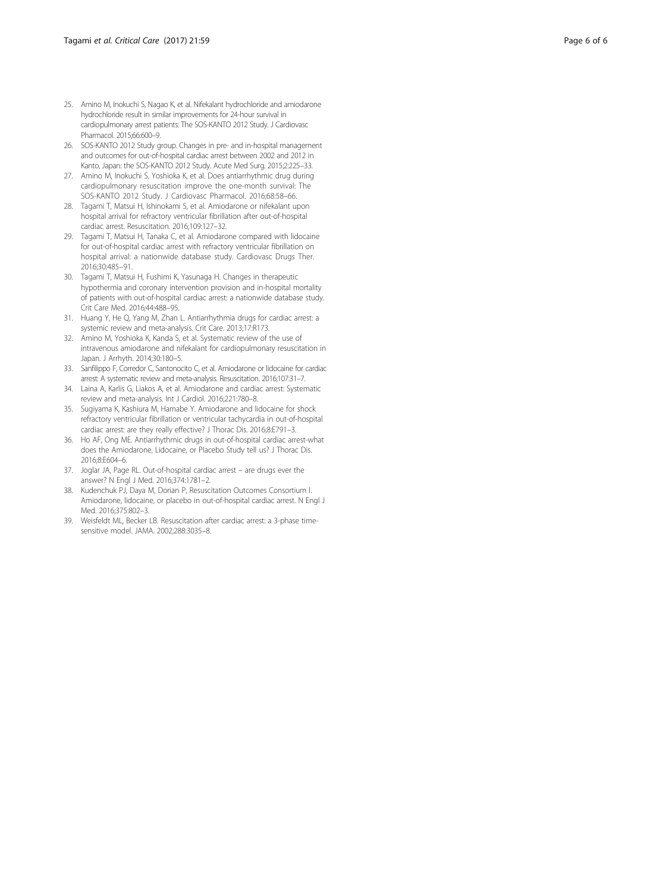25. Amino M, Inokuchi S, Nagao K, et al. Nifekalant hydrochloride and amiodarone hydrochloride result in similar improvements for 24-hour survival in cardiopulmonary arrest patients: The SOS-KANTO 2012 Study. J Cardiovasc Pharmacol. 2015;66:600–9.
26. SOS-KANTO 2012 Study group. Changes in pre- and in-hospital management and outcomes for out-of-hospital cardiac arrest between 2002 and 2012 in Kanto, Japan: the SOS-KANTO 2012 Study. Acute Med Surg. 2015;2:225–33.
27. Amino M, Inokuchi S, Yoshioka K, et al. Does antiarrhythmic drug during cardiopulmonary resuscitation improve the one-month survival: The SOS-KANTO 2012 Study. J Cardiovasc Pharmacol. 2016;68:58–66.
28. Tagami T, Matsui H, Ishinokami S, et al. Amiodarone or nifekalant upon hospital arrival for refractory ventricular fibrillation after out-of-hospital cardiac arrest. Resuscitation. 2016;109:127–32.
29. Tagami T, Matsui H, Tanaka C, et al. Amiodarone compared with lidocaine for out-of-hospital cardiac arrest with refractory ventricular fibrillation on hospital arrival: a nationwide database study. Cardiovasc Drugs Ther. 2016;30:485–91.
30. Tagami T, Matsui H, Fushimi K, Yasunaga H. Changes in therapeutic hypothermia and coronary intervention provision and in-hospital mortality of patients with out-of-hospital cardiac arrest: a nationwide database study. Crit Care Med. 2016;44:488–95.
31. Huang Y, He Q, Yang M, Zhan L. Antiarrhythmia drugs for cardiac arrest: a systemic review and meta-analysis. Crit Care. 2013;17:R173.
32. Amino M, Yoshioka K, Kanda S, et al. Systematic review of the use of intravenous amiodarone and nifekalant for cardiopulmonary resuscitation in Japan. J Arrhyth. 2014;30:180–5.
33. Sanfilippo F, Corredor C, Santonocito C, et al. Amiodarone or lidocaine for cardiac arrest: A systematic review and meta-analysis. Resuscitation. 2016;107:31–7.
34. Laina A, Karlis G, Liakos A, et al. Amiodarone and cardiac arrest: Systematic review and meta-analysis. Int J Cardiol. 2016;221:780–8.
35. Sugiyama K, Kashiura M, Hamabe Y. Amiodarone and lidocaine for shock refractory ventricular fibrillation or ventricular tachycardia in out-of-hospital cardiac arrest: are they really effective? J Thorac Dis. 2016;8:E791–3.
36. Ho AF, Ong ME. Antiarrhythmic drugs in out-of-hospital cardiac arrest-what does the Amiodarone, Lidocaine, or Placebo Study tell us? J Thorac Dis. 2016;8:E604–6.
37. Joglar JA, Page RL. Out-of-hospital cardiac arrest – are drugs ever the answer? N Engl J Med. 2016;374:1781–2.
38. Kudenchuk PJ, Daya M, Dorian P, Resuscitation Outcomes Consortium I. Amiodarone, lidocaine, or placebo in out-of-hospital cardiac arrest. N Engl J Med. 2016;375:802–3.
39. Weisfeldt ML, Becker LB. Resuscitation after cardiac arrest: a 3-phase time-sensitive model. JAMA. 2002;288:3035–8.